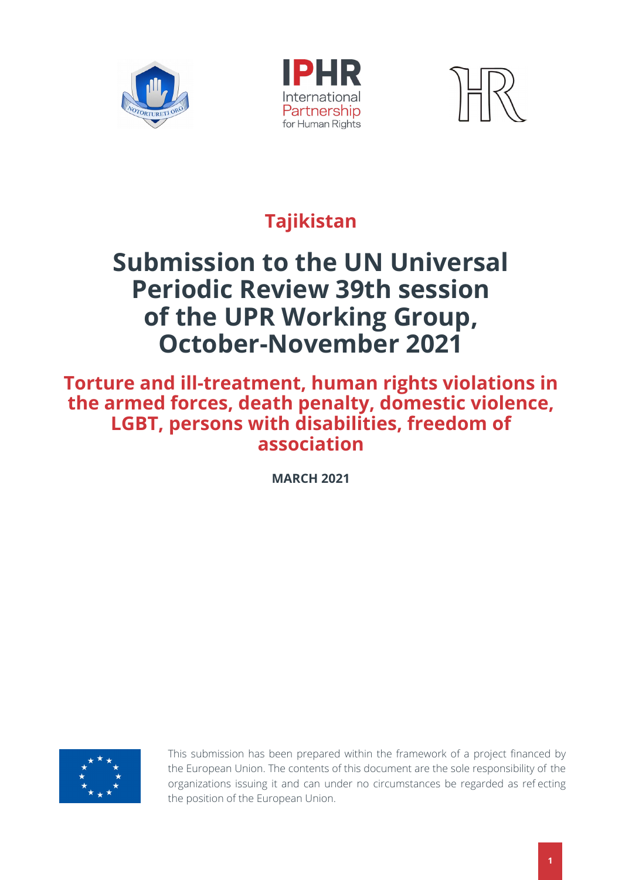# Tajikistan

# Submission to the UN Universal Periodic Review 39th session of the UPR Working Group, October-November 2021

## Torture and ill-treatment, human rights violations in the armed forces, death penalty, domestic violence, LGBT, persons with disabilities, freedom of association

**MARCH 2021**

This submission has been prepared within the framework of a project financed by the European Union. The contents of this document are the sole responsibility of the organizations issuing it and can under no circumstances be regarded as reflecting the position of the European Union.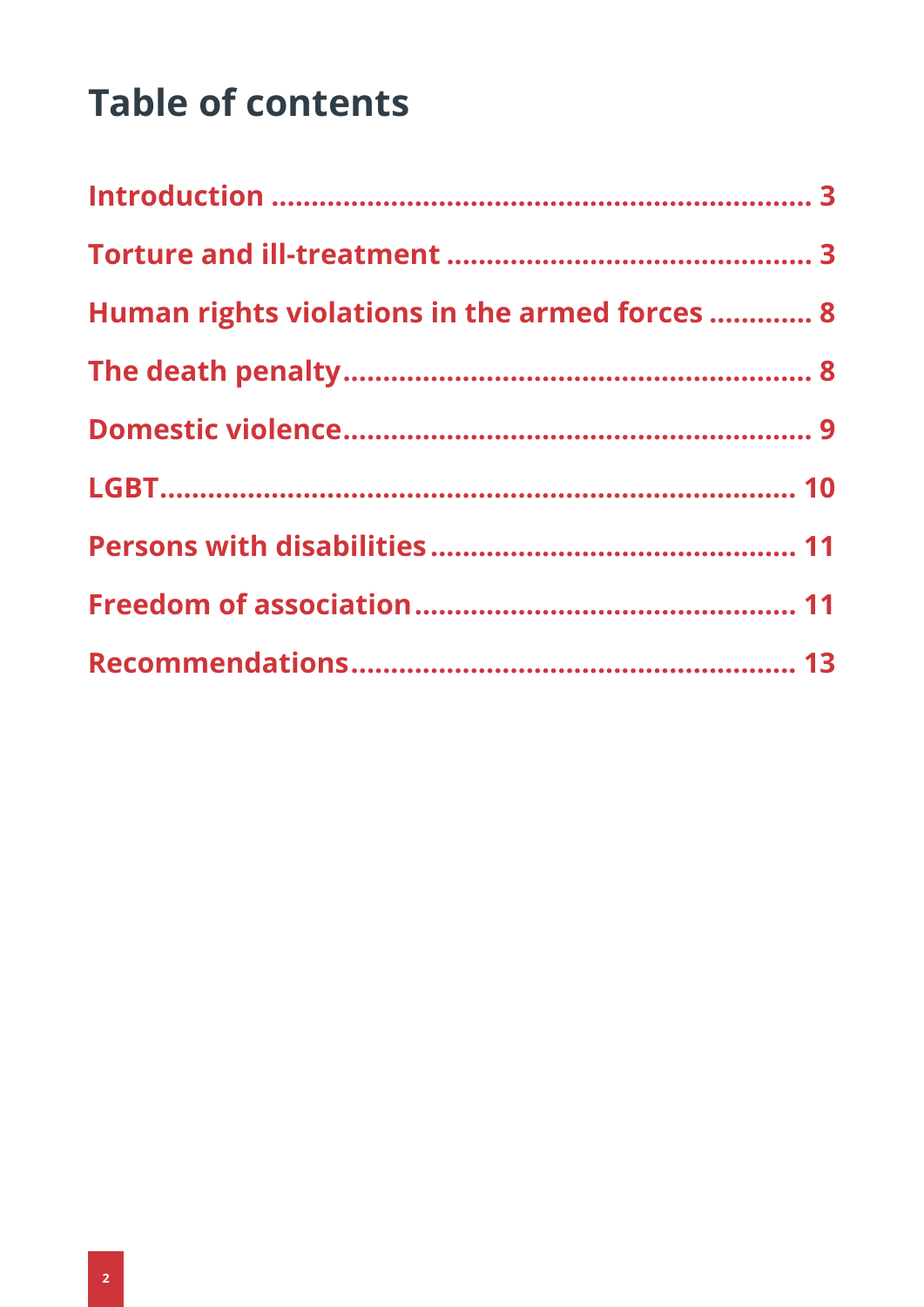# Table of contents

Introduction ........................................................................ 3

Torture and ill-treatment ............................................... 3

Human rights violations in the armed forces ............. 8

The death penalty............................................................ 8

Domestic violence............................................................ 9

LGBT.................................................................................. 10

Persons with disabilities.............................................. 11

Freedom of association................................................. 11

Recommendations......................................................... 13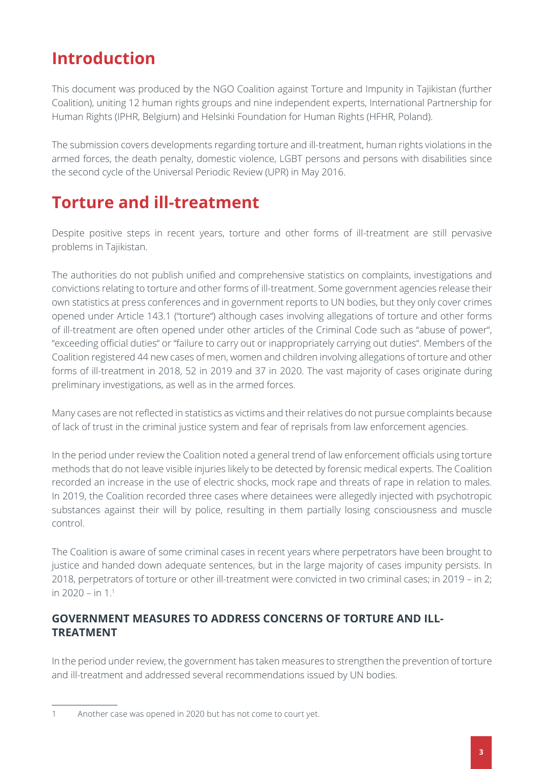# Introduction

This document was produced by the NGO Coalition against Torture and Impunity in Tajikistan (further Coalition), uniting 12 human rights groups and nine independent experts, International Partnership for Human Rights (IPHR, Belgium) and Helsinki Foundation for Human Rights (HFHR, Poland).

The submission covers developments regarding torture and ill-treatment, human rights violations in the armed forces, the death penalty, domestic violence, LGBT persons and persons with disabilities since the second cycle of the Universal Periodic Review (UPR) in May 2016.

# Torture and ill-treatment

Despite positive steps in recent years, torture and other forms of ill-treatment are still pervasive problems in Tajikistan.

The authorities do not publish unified and comprehensive statistics on complaints, investigations and convictions relating to torture and other forms of ill-treatment. Some government agencies release their own statistics at press conferences and in government reports to UN bodies, but they only cover crimes opened under Article 143.1 ("torture") although cases involving allegations of torture and other forms of ill-treatment are often opened under other articles of the Criminal Code such as "abuse of power", "exceeding official duties" or "failure to carry out or inappropriately carrying out duties". Members of the Coalition registered 44 new cases of men, women and children involving allegations of torture and other forms of ill-treatment in 2018, 52 in 2019 and 37 in 2020. The vast majority of cases originate during preliminary investigations, as well as in the armed forces.

Many cases are not reflected in statistics as victims and their relatives do not pursue complaints because of lack of trust in the criminal justice system and fear of reprisals from law enforcement agencies.

In the period under review the Coalition noted a general trend of law enforcement officials using torture methods that do not leave visible injuries likely to be detected by forensic medical experts. The Coalition recorded an increase in the use of electric shocks, mock rape and threats of rape in relation to males. In 2019, the Coalition recorded three cases where detainees were allegedly injected with psychotropic substances against their will by police, resulting in them partially losing consciousness and muscle control.

The Coalition is aware of some criminal cases in recent years where perpetrators have been brought to justice and handed down adequate sentences, but in the large majority of cases impunity persists. In 2018, perpetrators of torture or other ill-treatment were convicted in two criminal cases; in 2019 – in 2; in 2020 – in 1.[1]

### GOVERNMENT MEASURES TO ADDRESS CONCERNS OF TORTURE AND ILL-TREATMENT

In the period under review, the government has taken measures to strengthen the prevention of torture and ill-treatment and addressed several recommendations issued by UN bodies.

[1] Another case was opened in 2020 but has not come to court yet.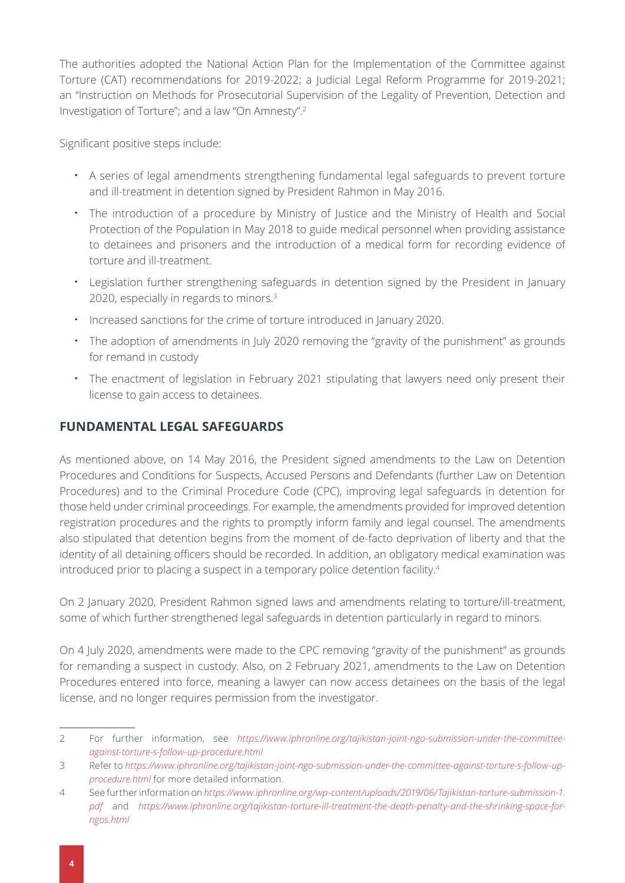The authorities adopted the National Action Plan for the Implementation of the Committee against Torture (CAT) recommendations for 2019-2022; a Judicial Legal Reform Programme for 2019-2021; an "Instruction on Methods for Prosecutorial Supervision of the Legality of Prevention, Detection and Investigation of Torture"; and a law "On Amnesty".[2]

Significant positive steps include:

- A series of legal amendments strengthening fundamental legal safeguards to prevent torture and ill-treatment in detention signed by President Rahmon in May 2016.
- The introduction of a procedure by Ministry of Justice and the Ministry of Health and Social Protection of the Population in May 2018 to guide medical personnel when providing assistance to detainees and prisoners and the introduction of a medical form for recording evidence of torture and ill-treatment.
- Legislation further strengthening safeguards in detention signed by the President in January 2020, especially in regards to minors.[3]
- Increased sanctions for the crime of torture introduced in January 2020.
- The adoption of amendments in July 2020 removing the "gravity of the punishment" as grounds for remand in custody
- The enactment of legislation in February 2021 stipulating that lawyers need only present their license to gain access to detainees.

## FUNDAMENTAL LEGAL SAFEGUARDS

As mentioned above, on 14 May 2016, the President signed amendments to the Law on Detention Procedures and Conditions for Suspects, Accused Persons and Defendants (further Law on Detention Procedures) and to the Criminal Procedure Code (CPC), improving legal safeguards in detention for those held under criminal proceedings. For example, the amendments provided for improved detention registration procedures and the rights to promptly inform family and legal counsel. The amendments also stipulated that detention begins from the moment of de-facto deprivation of liberty and that the identity of all detaining officers should be recorded. In addition, an obligatory medical examination was introduced prior to placing a suspect in a temporary police detention facility.[4]

On 2 January 2020, President Rahmon signed laws and amendments relating to torture/ill-treatment, some of which further strengthened legal safeguards in detention particularly in regard to minors.

On 4 July 2020, amendments were made to the CPC removing "gravity of the punishment" as grounds for remanding a suspect in custody. Also, on 2 February 2021, amendments to the Law on Detention Procedures entered into force, meaning a lawyer can now access detainees on the basis of the legal license, and no longer requires permission from the investigator.

---

2 For further information, see *https://www.iphronline.org/tajikistan-joint-ngo-submission-under-the-committee-against-torture-s-follow-up-procedure.html*

3 Refer to *https://www.iphronline.org/tajikistan-joint-ngo-submission-under-the-committee-against-torture-s-follow-up-procedure.html* for more detailed information.

4 See further information on *https://www.iphronline.org/wp-content/uploads/2019/06/Tajikistan-torture-submission-1.pdf* and *https://www.iphronline.org/tajikistan-torture-ill-treatment-the-death-penalty-and-the-shrinking-space-for-ngos.html*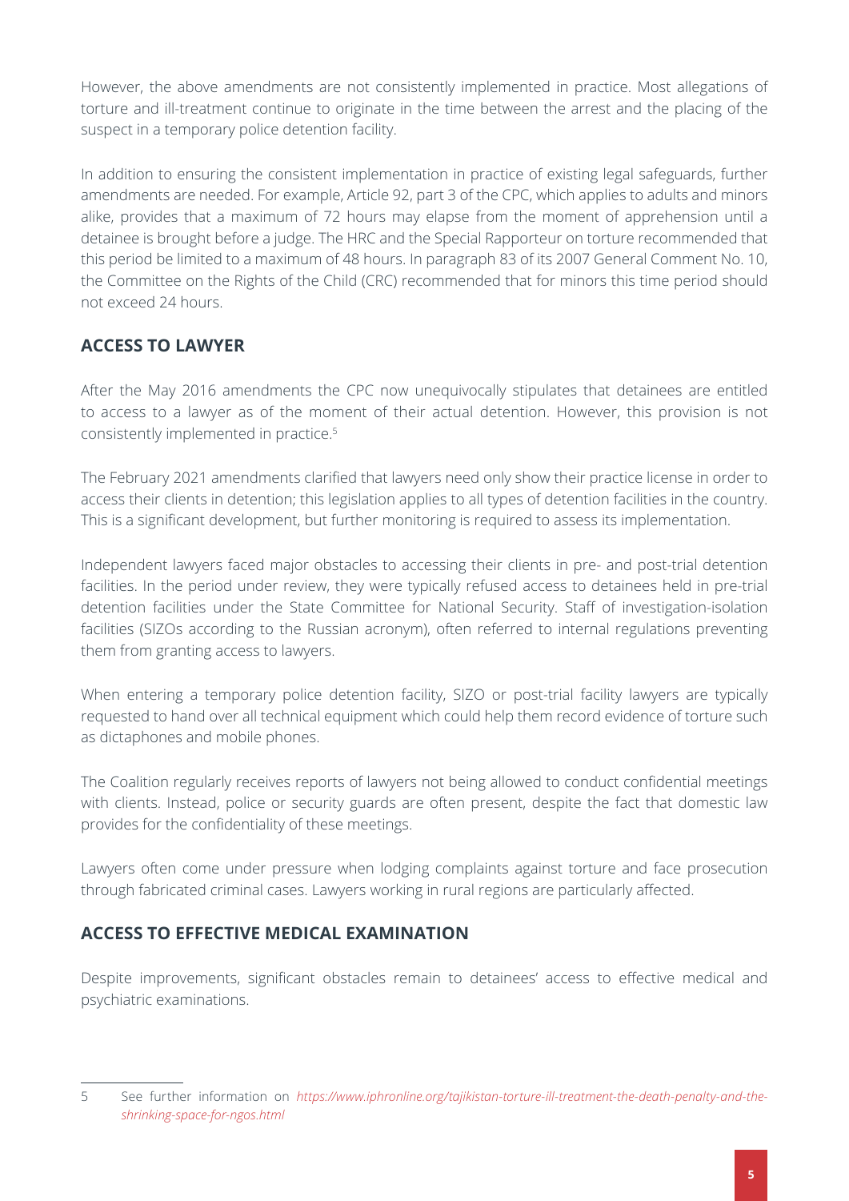However, the above amendments are not consistently implemented in practice. Most allegations of torture and ill-treatment continue to originate in the time between the arrest and the placing of the suspect in a temporary police detention facility.

In addition to ensuring the consistent implementation in practice of existing legal safeguards, further amendments are needed. For example, Article 92, part 3 of the CPC, which applies to adults and minors alike, provides that a maximum of 72 hours may elapse from the moment of apprehension until a detainee is brought before a judge. The HRC and the Special Rapporteur on torture recommended that this period be limited to a maximum of 48 hours. In paragraph 83 of its 2007 General Comment No. 10, the Committee on the Rights of the Child (CRC) recommended that for minors this time period should not exceed 24 hours.

## ACCESS TO LAWYER

After the May 2016 amendments the CPC now unequivocally stipulates that detainees are entitled to access to a lawyer as of the moment of their actual detention. However, this provision is not consistently implemented in practice.[5]

The February 2021 amendments clarified that lawyers need only show their practice license in order to access their clients in detention; this legislation applies to all types of detention facilities in the country. This is a significant development, but further monitoring is required to assess its implementation.

Independent lawyers faced major obstacles to accessing their clients in pre- and post-trial detention facilities. In the period under review, they were typically refused access to detainees held in pre-trial detention facilities under the State Committee for National Security. Staff of investigation-isolation facilities (SIZOs according to the Russian acronym), often referred to internal regulations preventing them from granting access to lawyers.

When entering a temporary police detention facility, SIZO or post-trial facility lawyers are typically requested to hand over all technical equipment which could help them record evidence of torture such as dictaphones and mobile phones.

The Coalition regularly receives reports of lawyers not being allowed to conduct confidential meetings with clients. Instead, police or security guards are often present, despite the fact that domestic law provides for the confidentiality of these meetings.

Lawyers often come under pressure when lodging complaints against torture and face prosecution through fabricated criminal cases. Lawyers working in rural regions are particularly affected.

## ACCESS TO EFFECTIVE MEDICAL EXAMINATION

Despite improvements, significant obstacles remain to detainees' access to effective medical and psychiatric examinations.

---

5 See further information on *https://www.iphronline.org/tajikistan-torture-ill-treatment-the-death-penalty-and-the-shrinking-space-for-ngos.html*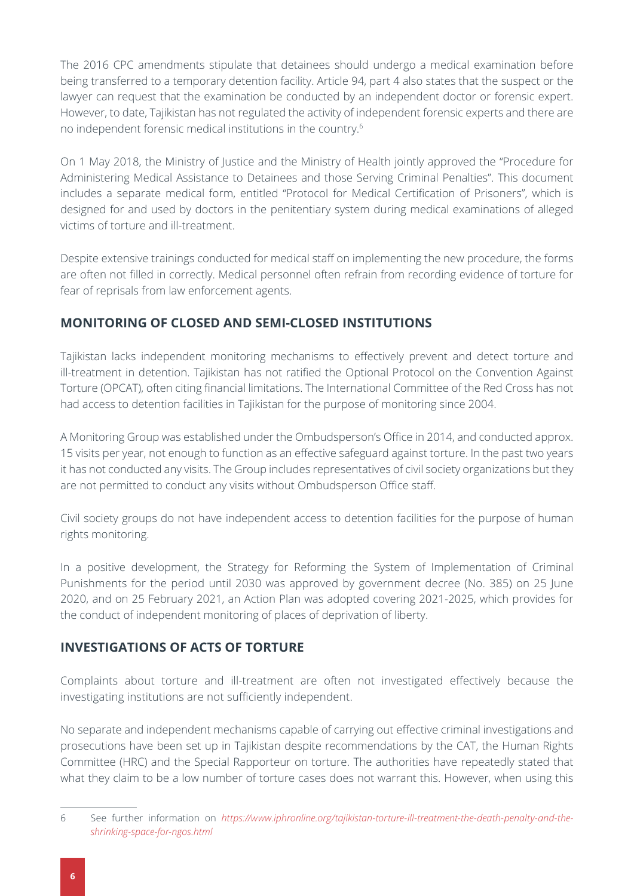The 2016 CPC amendments stipulate that detainees should undergo a medical examination before being transferred to a temporary detention facility. Article 94, part 4 also states that the suspect or the lawyer can request that the examination be conducted by an independent doctor or forensic expert. However, to date, Tajikistan has not regulated the activity of independent forensic experts and there are no independent forensic medical institutions in the country.[6]

On 1 May 2018, the Ministry of Justice and the Ministry of Health jointly approved the "Procedure for Administering Medical Assistance to Detainees and those Serving Criminal Penalties". This document includes a separate medical form, entitled "Protocol for Medical Certification of Prisoners", which is designed for and used by doctors in the penitentiary system during medical examinations of alleged victims of torture and ill-treatment.

Despite extensive trainings conducted for medical staff on implementing the new procedure, the forms are often not filled in correctly. Medical personnel often refrain from recording evidence of torture for fear of reprisals from law enforcement agents.

## MONITORING OF CLOSED AND SEMI-CLOSED INSTITUTIONS

Tajikistan lacks independent monitoring mechanisms to effectively prevent and detect torture and ill-treatment in detention. Tajikistan has not ratified the Optional Protocol on the Convention Against Torture (OPCAT), often citing financial limitations. The International Committee of the Red Cross has not had access to detention facilities in Tajikistan for the purpose of monitoring since 2004.

A Monitoring Group was established under the Ombudsperson's Office in 2014, and conducted approx. 15 visits per year, not enough to function as an effective safeguard against torture. In the past two years it has not conducted any visits. The Group includes representatives of civil society organizations but they are not permitted to conduct any visits without Ombudsperson Office staff.

Civil society groups do not have independent access to detention facilities for the purpose of human rights monitoring.

In a positive development, the Strategy for Reforming the System of Implementation of Criminal Punishments for the period until 2030 was approved by government decree (No. 385) on 25 June 2020, and on 25 February 2021, an Action Plan was adopted covering 2021-2025, which provides for the conduct of independent monitoring of places of deprivation of liberty.

## INVESTIGATIONS OF ACTS OF TORTURE

Complaints about torture and ill-treatment are often not investigated effectively because the investigating institutions are not sufficiently independent.

No separate and independent mechanisms capable of carrying out effective criminal investigations and prosecutions have been set up in Tajikistan despite recommendations by the CAT, the Human Rights Committee (HRC) and the Special Rapporteur on torture. The authorities have repeatedly stated that what they claim to be a low number of torture cases does not warrant this. However, when using this

---

6 See further information on *https://www.iphronline.org/tajikistan-torture-ill-treatment-the-death-penalty-and-the-shrinking-space-for-ngos.html*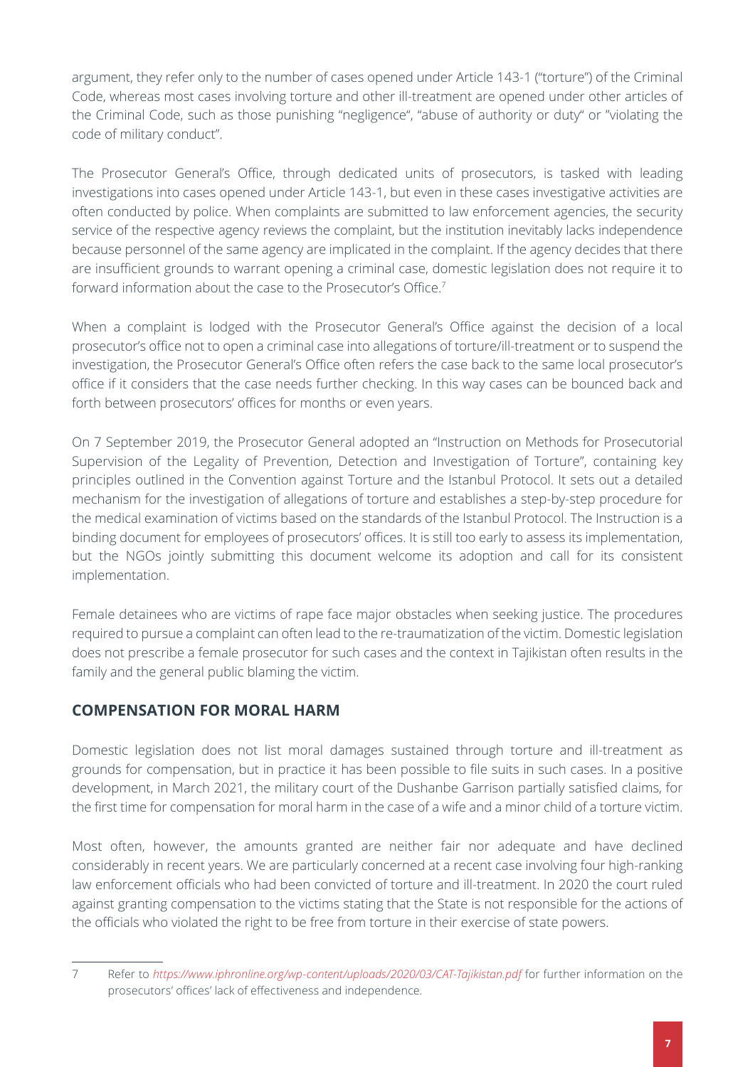argument, they refer only to the number of cases opened under Article 143-1 ("torture") of the Criminal Code, whereas most cases involving torture and other ill-treatment are opened under other articles of the Criminal Code, such as those punishing "negligence", "abuse of authority or duty" or "violating the code of military conduct".

The Prosecutor General's Office, through dedicated units of prosecutors, is tasked with leading investigations into cases opened under Article 143-1, but even in these cases investigative activities are often conducted by police. When complaints are submitted to law enforcement agencies, the security service of the respective agency reviews the complaint, but the institution inevitably lacks independence because personnel of the same agency are implicated in the complaint. If the agency decides that there are insufficient grounds to warrant opening a criminal case, domestic legislation does not require it to forward information about the case to the Prosecutor's Office.[7]

When a complaint is lodged with the Prosecutor General's Office against the decision of a local prosecutor's office not to open a criminal case into allegations of torture/ill-treatment or to suspend the investigation, the Prosecutor General's Office often refers the case back to the same local prosecutor's office if it considers that the case needs further checking. In this way cases can be bounced back and forth between prosecutors' offices for months or even years.

On 7 September 2019, the Prosecutor General adopted an "Instruction on Methods for Prosecutorial Supervision of the Legality of Prevention, Detection and Investigation of Torture", containing key principles outlined in the Convention against Torture and the Istanbul Protocol. It sets out a detailed mechanism for the investigation of allegations of torture and establishes a step-by-step procedure for the medical examination of victims based on the standards of the Istanbul Protocol. The Instruction is a binding document for employees of prosecutors' offices. It is still too early to assess its implementation, but the NGOs jointly submitting this document welcome its adoption and call for its consistent implementation.

Female detainees who are victims of rape face major obstacles when seeking justice. The procedures required to pursue a complaint can often lead to the re-traumatization of the victim. Domestic legislation does not prescribe a female prosecutor for such cases and the context in Tajikistan often results in the family and the general public blaming the victim.

## COMPENSATION FOR MORAL HARM

Domestic legislation does not list moral damages sustained through torture and ill-treatment as grounds for compensation, but in practice it has been possible to file suits in such cases. In a positive development, in March 2021, the military court of the Dushanbe Garrison partially satisfied claims, for the first time for compensation for moral harm in the case of a wife and a minor child of a torture victim.

Most often, however, the amounts granted are neither fair nor adequate and have declined considerably in recent years. We are particularly concerned at a recent case involving four high-ranking law enforcement officials who had been convicted of torture and ill-treatment. In 2020 the court ruled against granting compensation to the victims stating that the State is not responsible for the actions of the officials who violated the right to be free from torture in their exercise of state powers.

---

7 Refer to *https://www.iphronline.org/wp-content/uploads/2020/03/CAT-Tajikistan.pdf* for further information on the prosecutors' offices' lack of effectiveness and independence.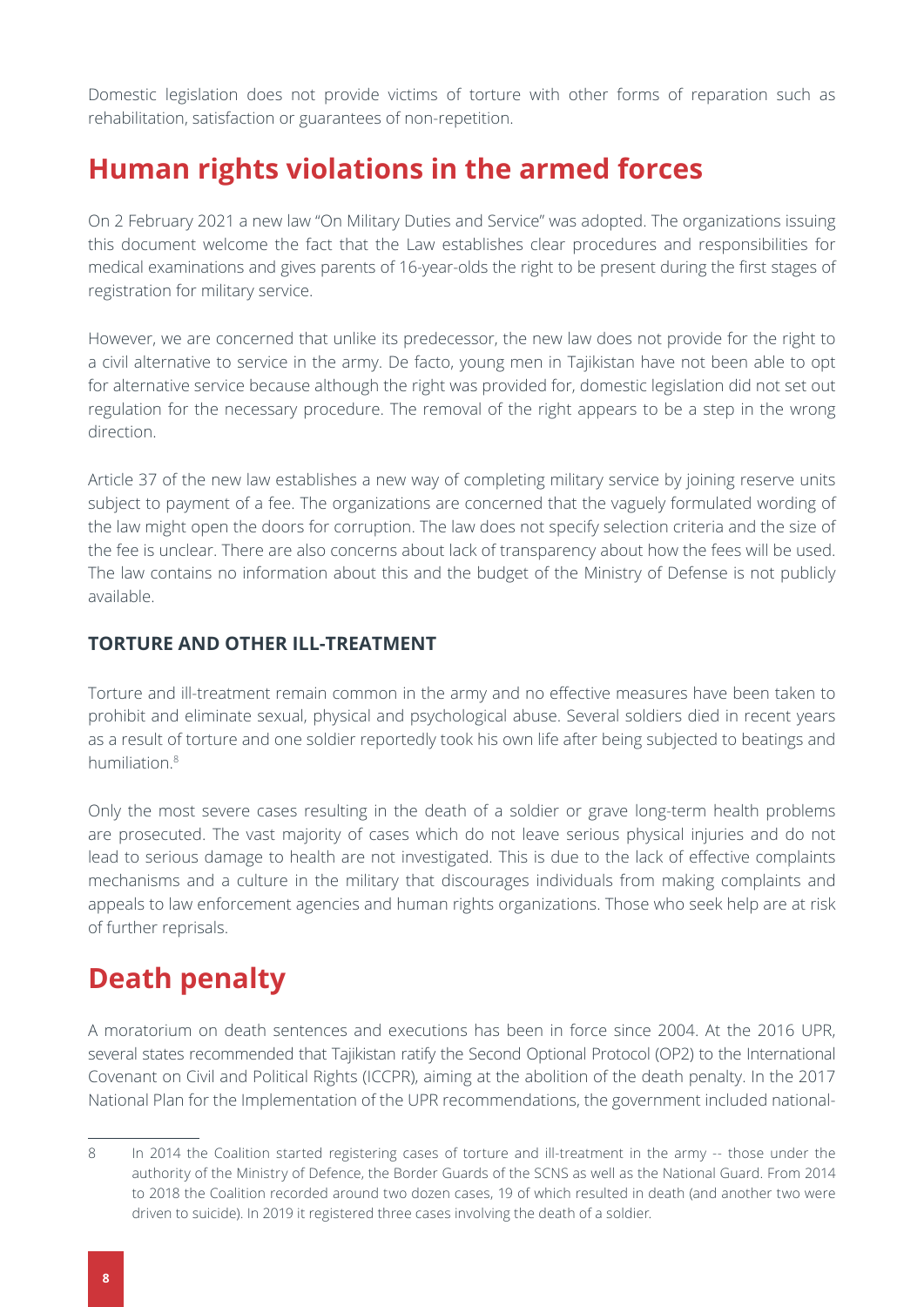Domestic legislation does not provide victims of torture with other forms of reparation such as rehabilitation, satisfaction or guarantees of non-repetition.

## Human rights violations in the armed forces

On 2 February 2021 a new law "On Military Duties and Service" was adopted. The organizations issuing this document welcome the fact that the Law establishes clear procedures and responsibilities for medical examinations and gives parents of 16-year-olds the right to be present during the first stages of registration for military service.

However, we are concerned that unlike its predecessor, the new law does not provide for the right to a civil alternative to service in the army. De facto, young men in Tajikistan have not been able to opt for alternative service because although the right was provided for, domestic legislation did not set out regulation for the necessary procedure. The removal of the right appears to be a step in the wrong direction.

Article 37 of the new law establishes a new way of completing military service by joining reserve units subject to payment of a fee. The organizations are concerned that the vaguely formulated wording of the law might open the doors for corruption. The law does not specify selection criteria and the size of the fee is unclear. There are also concerns about lack of transparency about how the fees will be used. The law contains no information about this and the budget of the Ministry of Defense is not publicly available.

### TORTURE AND OTHER ILL-TREATMENT

Torture and ill-treatment remain common in the army and no effective measures have been taken to prohibit and eliminate sexual, physical and psychological abuse. Several soldiers died in recent years as a result of torture and one soldier reportedly took his own life after being subjected to beatings and humiliation.[8]

Only the most severe cases resulting in the death of a soldier or grave long-term health problems are prosecuted. The vast majority of cases which do not leave serious physical injuries and do not lead to serious damage to health are not investigated. This is due to the lack of effective complaints mechanisms and a culture in the military that discourages individuals from making complaints and appeals to law enforcement agencies and human rights organizations. Those who seek help are at risk of further reprisals.

## Death penalty

A moratorium on death sentences and executions has been in force since 2004. At the 2016 UPR, several states recommended that Tajikistan ratify the Second Optional Protocol (OP2) to the International Covenant on Civil and Political Rights (ICCPR), aiming at the abolition of the death penalty. In the 2017 National Plan for the Implementation of the UPR recommendations, the government included national-

---

8 In 2014 the Coalition started registering cases of torture and ill-treatment in the army -- those under the authority of the Ministry of Defence, the Border Guards of the SCNS as well as the National Guard. From 2014 to 2018 the Coalition recorded around two dozen cases, 19 of which resulted in death (and another two were driven to suicide). In 2019 it registered three cases involving the death of a soldier.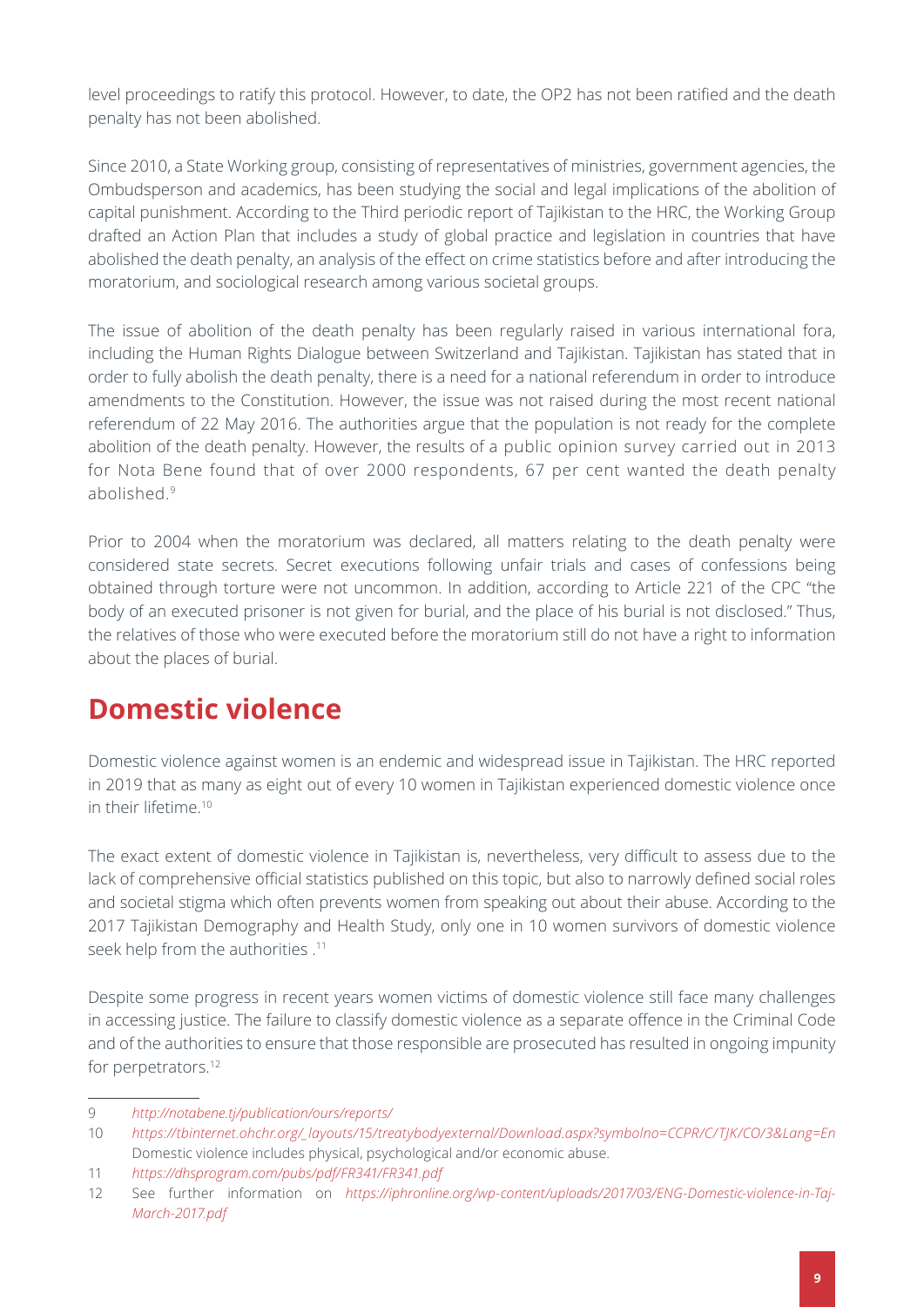level proceedings to ratify this protocol. However, to date, the OP2 has not been ratified and the death penalty has not been abolished.

Since 2010, a State Working group, consisting of representatives of ministries, government agencies, the Ombudsperson and academics, has been studying the social and legal implications of the abolition of capital punishment. According to the Third periodic report of Tajikistan to the HRC, the Working Group drafted an Action Plan that includes a study of global practice and legislation in countries that have abolished the death penalty, an analysis of the effect on crime statistics before and after introducing the moratorium, and sociological research among various societal groups.

The issue of abolition of the death penalty has been regularly raised in various international fora, including the Human Rights Dialogue between Switzerland and Tajikistan. Tajikistan has stated that in order to fully abolish the death penalty, there is a need for a national referendum in order to introduce amendments to the Constitution. However, the issue was not raised during the most recent national referendum of 22 May 2016. The authorities argue that the population is not ready for the complete abolition of the death penalty. However, the results of a public opinion survey carried out in 2013 for Nota Bene found that of over 2000 respondents, 67 per cent wanted the death penalty abolished.[9]

Prior to 2004 when the moratorium was declared, all matters relating to the death penalty were considered state secrets. Secret executions following unfair trials and cases of confessions being obtained through torture were not uncommon. In addition, according to Article 221 of the CPC "the body of an executed prisoner is not given for burial, and the place of his burial is not disclosed." Thus, the relatives of those who were executed before the moratorium still do not have a right to information about the places of burial.

## Domestic violence

Domestic violence against women is an endemic and widespread issue in Tajikistan. The HRC reported in 2019 that as many as eight out of every 10 women in Tajikistan experienced domestic violence once in their lifetime.[10]

The exact extent of domestic violence in Tajikistan is, nevertheless, very difficult to assess due to the lack of comprehensive official statistics published on this topic, but also to narrowly defined social roles and societal stigma which often prevents women from speaking out about their abuse. According to the 2017 Tajikistan Demography and Health Study, only one in 10 women survivors of domestic violence seek help from the authorities .[11]

Despite some progress in recent years women victims of domestic violence still face many challenges in accessing justice. The failure to classify domestic violence as a separate offence in the Criminal Code and of the authorities to ensure that those responsible are prosecuted has resulted in ongoing impunity for perpetrators.[12]

---

9 *http://notabene.tj/publication/ours/reports/*

10 *https://tbinternet.ohchr.org/_layouts/15/treatybodyexternal/Download.aspx?symbolno=CCPR/C/TJK/CO/3&Lang=En* Domestic violence includes physical, psychological and/or economic abuse.

11 *https://dhsprogram.com/pubs/pdf/FR341/FR341.pdf*

12 See further information on *https://iphronline.org/wp-content/uploads/2017/03/ENG-Domestic-violence-in-Taj-March-2017.pdf*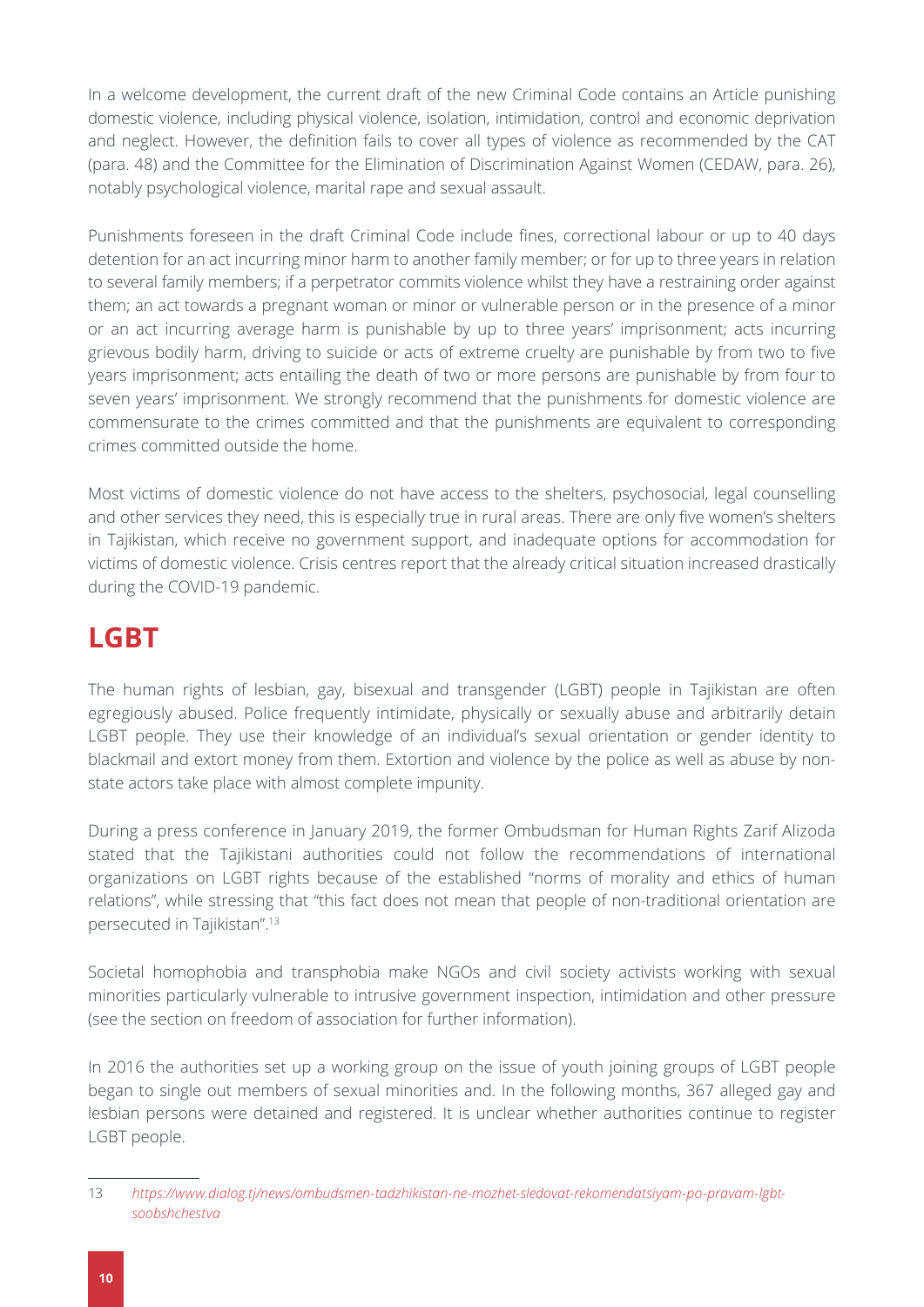In a welcome development, the current draft of the new Criminal Code contains an Article punishing domestic violence, including physical violence, isolation, intimidation, control and economic deprivation and neglect. However, the definition fails to cover all types of violence as recommended by the CAT (para. 48) and the Committee for the Elimination of Discrimination Against Women (CEDAW, para. 26), notably psychological violence, marital rape and sexual assault.

Punishments foreseen in the draft Criminal Code include fines, correctional labour or up to 40 days detention for an act incurring minor harm to another family member; or for up to three years in relation to several family members; if a perpetrator commits violence whilst they have a restraining order against them; an act towards a pregnant woman or minor or vulnerable person or in the presence of a minor or an act incurring average harm is punishable by up to three years' imprisonment; acts incurring grievous bodily harm, driving to suicide or acts of extreme cruelty are punishable by from two to five years imprisonment; acts entailing the death of two or more persons are punishable by from four to seven years' imprisonment. We strongly recommend that the punishments for domestic violence are commensurate to the crimes committed and that the punishments are equivalent to corresponding crimes committed outside the home.

Most victims of domestic violence do not have access to the shelters, psychosocial, legal counselling and other services they need, this is especially true in rural areas. There are only five women's shelters in Tajikistan, which receive no government support, and inadequate options for accommodation for victims of domestic violence. Crisis centres report that the already critical situation increased drastically during the COVID-19 pandemic.

## LGBT

The human rights of lesbian, gay, bisexual and transgender (LGBT) people in Tajikistan are often egregiously abused. Police frequently intimidate, physically or sexually abuse and arbitrarily detain LGBT people. They use their knowledge of an individual's sexual orientation or gender identity to blackmail and extort money from them. Extortion and violence by the police as well as abuse by non-state actors take place with almost complete impunity.

During a press conference in January 2019, the former Ombudsman for Human Rights Zarif Alizoda stated that the Tajikistani authorities could not follow the recommendations of international organizations on LGBT rights because of the established "norms of morality and ethics of human relations", while stressing that "this fact does not mean that people of non-traditional orientation are persecuted in Tajikistan".[13]

Societal homophobia and transphobia make NGOs and civil society activists working with sexual minorities particularly vulnerable to intrusive government inspection, intimidation and other pressure (see the section on freedom of association for further information).

In 2016 the authorities set up a working group on the issue of youth joining groups of LGBT people began to single out members of sexual minorities and. In the following months, 367 alleged gay and lesbian persons were detained and registered. It is unclear whether authorities continue to register LGBT people.

---

13 *https://www.dialog.tj/news/ombudsmen-tadzhikistan-ne-mozhet-sledovat-rekomendatsiyam-po-pravam-lgbt-soobshchestva*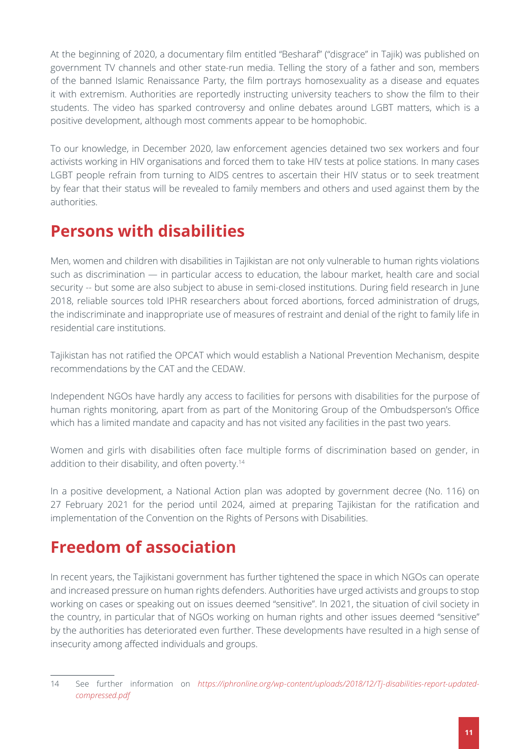At the beginning of 2020, a documentary film entitled "Besharaf" ("disgrace" in Tajik) was published on government TV channels and other state-run media. Telling the story of a father and son, members of the banned Islamic Renaissance Party, the film portrays homosexuality as a disease and equates it with extremism. Authorities are reportedly instructing university teachers to show the film to their students. The video has sparked controversy and online debates around LGBT matters, which is a positive development, although most comments appear to be homophobic.

To our knowledge, in December 2020, law enforcement agencies detained two sex workers and four activists working in HIV organisations and forced them to take HIV tests at police stations. In many cases LGBT people refrain from turning to AIDS centres to ascertain their HIV status or to seek treatment by fear that their status will be revealed to family members and others and used against them by the authorities.

## Persons with disabilities

Men, women and children with disabilities in Tajikistan are not only vulnerable to human rights violations such as discrimination — in particular access to education, the labour market, health care and social security -- but some are also subject to abuse in semi-closed institutions. During field research in June 2018, reliable sources told IPHR researchers about forced abortions, forced administration of drugs, the indiscriminate and inappropriate use of measures of restraint and denial of the right to family life in residential care institutions.

Tajikistan has not ratified the OPCAT which would establish a National Prevention Mechanism, despite recommendations by the CAT and the CEDAW.

Independent NGOs have hardly any access to facilities for persons with disabilities for the purpose of human rights monitoring, apart from as part of the Monitoring Group of the Ombudsperson's Office which has a limited mandate and capacity and has not visited any facilities in the past two years.

Women and girls with disabilities often face multiple forms of discrimination based on gender, in addition to their disability, and often poverty.[14]

In a positive development, a National Action plan was adopted by government decree (No. 116) on 27 February 2021 for the period until 2024, aimed at preparing Tajikistan for the ratification and implementation of the Convention on the Rights of Persons with Disabilities.

## Freedom of association

In recent years, the Tajikistani government has further tightened the space in which NGOs can operate and increased pressure on human rights defenders. Authorities have urged activists and groups to stop working on cases or speaking out on issues deemed "sensitive". In 2021, the situation of civil society in the country, in particular that of NGOs working on human rights and other issues deemed "sensitive" by the authorities has deteriorated even further. These developments have resulted in a high sense of insecurity among affected individuals and groups.

---

14 See further information on *https://iphronline.org/wp-content/uploads/2018/12/Tj-disabilities-report-updated-compressed.pdf*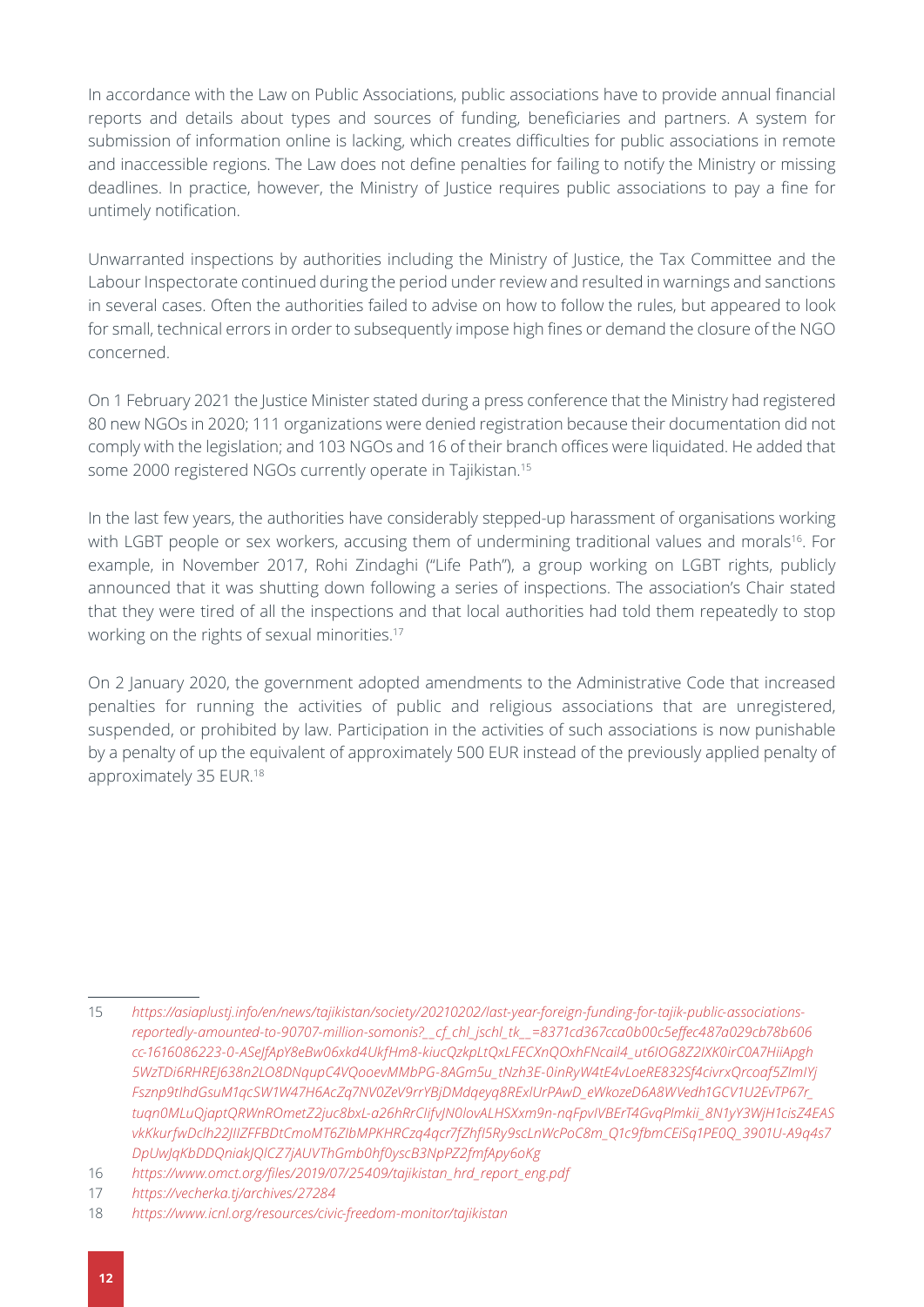In accordance with the Law on Public Associations, public associations have to provide annual financial reports and details about types and sources of funding, beneficiaries and partners. A system for submission of information online is lacking, which creates difficulties for public associations in remote and inaccessible regions. The Law does not define penalties for failing to notify the Ministry or missing deadlines. In practice, however, the Ministry of Justice requires public associations to pay a fine for untimely notification.

Unwarranted inspections by authorities including the Ministry of Justice, the Tax Committee and the Labour Inspectorate continued during the period under review and resulted in warnings and sanctions in several cases. Often the authorities failed to advise on how to follow the rules, but appeared to look for small, technical errors in order to subsequently impose high fines or demand the closure of the NGO concerned.

On 1 February 2021 the Justice Minister stated during a press conference that the Ministry had registered 80 new NGOs in 2020; 111 organizations were denied registration because their documentation did not comply with the legislation; and 103 NGOs and 16 of their branch offices were liquidated. He added that some 2000 registered NGOs currently operate in Tajikistan.[15]

In the last few years, the authorities have considerably stepped-up harassment of organisations working with LGBT people or sex workers, accusing them of undermining traditional values and morals[16]. For example, in November 2017, Rohi Zindaghi ("Life Path"), a group working on LGBT rights, publicly announced that it was shutting down following a series of inspections. The association's Chair stated that they were tired of all the inspections and that local authorities had told them repeatedly to stop working on the rights of sexual minorities.[17]

On 2 January 2020, the government adopted amendments to the Administrative Code that increased penalties for running the activities of public and religious associations that are unregistered, suspended, or prohibited by law. Participation in the activities of such associations is now punishable by a penalty of up the equivalent of approximately 500 EUR instead of the previously applied penalty of approximately 35 EUR.[18]

---

15 *https://asiaplustj.info/en/news/tajikistan/society/20210202/last-year-foreign-funding-for-tajik-public-associations-reportedly-amounted-to-90707-million-somonis?__cf_chl_jschl_tk__=8371cd367cca0b00c5effec487a029cb78b606cc-1616086223-0-ASeJfApY8eBw06xkd4UkfHm8-kiucQzkpLtQxLFECXnQOxhFNcail4_ut6lOG8Z2IXK0irC0A7HiiApgh5WzTDi6RHREJ638n2LO8DNqupC4VQooevMMbPG-8AGm5u_tNzh3E-0inRyW4tE4vLoeRE832Sf4civrxQrcoaf5ZImIYjFsznp9tlhdGsuM1qcSW1W47H6AcZq7NV0ZeV9rrYBjDMdqeyq8RExlUrPAwD_eWkozeD6A8WVedh1GCV1U2EvTP67r_tuqn0MLuQjaptQRWnROmetZ2juc8bxL-a26hRrClifvJN0lovALHSXxm9n-nqFpvIVBErT4GvqPlmkii_8N1yY3WjH1cisZ4EASvkKkurfwDclh22JIlZFFBDtCmoMT6ZlbMPKHRCzq4qcr7fZhfl5Ry9scLnWcPoC8m_Q1c9fbmCEiSq1PE0Q_3901U-A9q4s7DpUwJqKbDDQniakJQlCZ7jAUVThGmb0hf0yscB3NpPZ2fmfApy6oKg*

16 *https://www.omct.org/files/2019/07/25409/tajikistan_hrd_report_eng.pdf*

17 *https://vecherka.tj/archives/27284*

18 *https://www.icnl.org/resources/civic-freedom-monitor/tajikistan*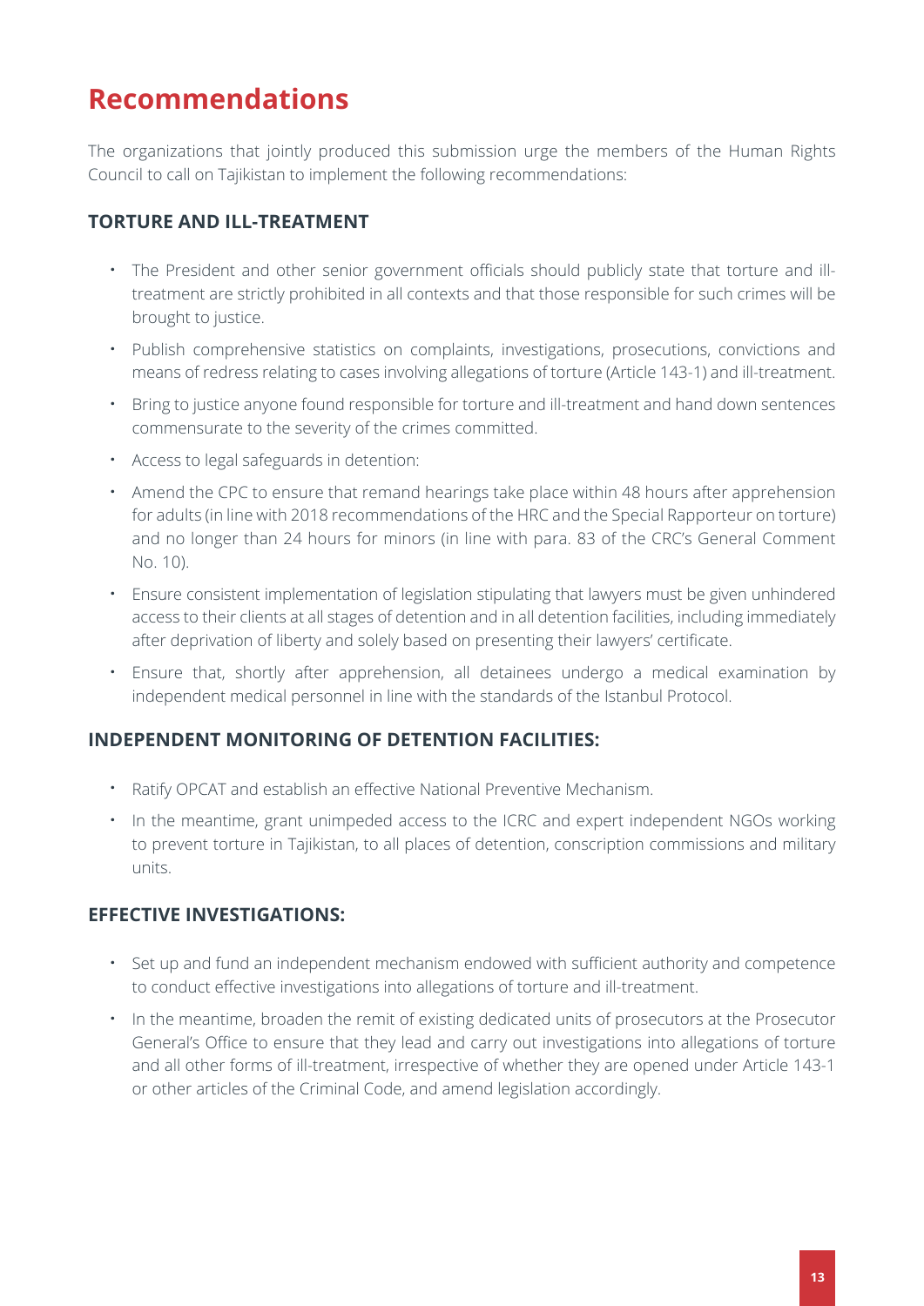# Recommendations

The organizations that jointly produced this submission urge the members of the Human Rights Council to call on Tajikistan to implement the following recommendations:

## TORTURE AND ILL-TREATMENT

- The President and other senior government officials should publicly state that torture and ill-treatment are strictly prohibited in all contexts and that those responsible for such crimes will be brought to justice.
- Publish comprehensive statistics on complaints, investigations, prosecutions, convictions and means of redress relating to cases involving allegations of torture (Article 143-1) and ill-treatment.
- Bring to justice anyone found responsible for torture and ill-treatment and hand down sentences commensurate to the severity of the crimes committed.
- Access to legal safeguards in detention:
- Amend the CPC to ensure that remand hearings take place within 48 hours after apprehension for adults (in line with 2018 recommendations of the HRC and the Special Rapporteur on torture) and no longer than 24 hours for minors (in line with para. 83 of the CRC's General Comment No. 10).
- Ensure consistent implementation of legislation stipulating that lawyers must be given unhindered access to their clients at all stages of detention and in all detention facilities, including immediately after deprivation of liberty and solely based on presenting their lawyers' certificate.
- Ensure that, shortly after apprehension, all detainees undergo a medical examination by independent medical personnel in line with the standards of the Istanbul Protocol.

## INDEPENDENT MONITORING OF DETENTION FACILITIES:

- Ratify OPCAT and establish an effective National Preventive Mechanism.
- In the meantime, grant unimpeded access to the ICRC and expert independent NGOs working to prevent torture in Tajikistan, to all places of detention, conscription commissions and military units.

## EFFECTIVE INVESTIGATIONS:

- Set up and fund an independent mechanism endowed with sufficient authority and competence to conduct effective investigations into allegations of torture and ill-treatment.
- In the meantime, broaden the remit of existing dedicated units of prosecutors at the Prosecutor General's Office to ensure that they lead and carry out investigations into allegations of torture and all other forms of ill-treatment, irrespective of whether they are opened under Article 143-1 or other articles of the Criminal Code, and amend legislation accordingly.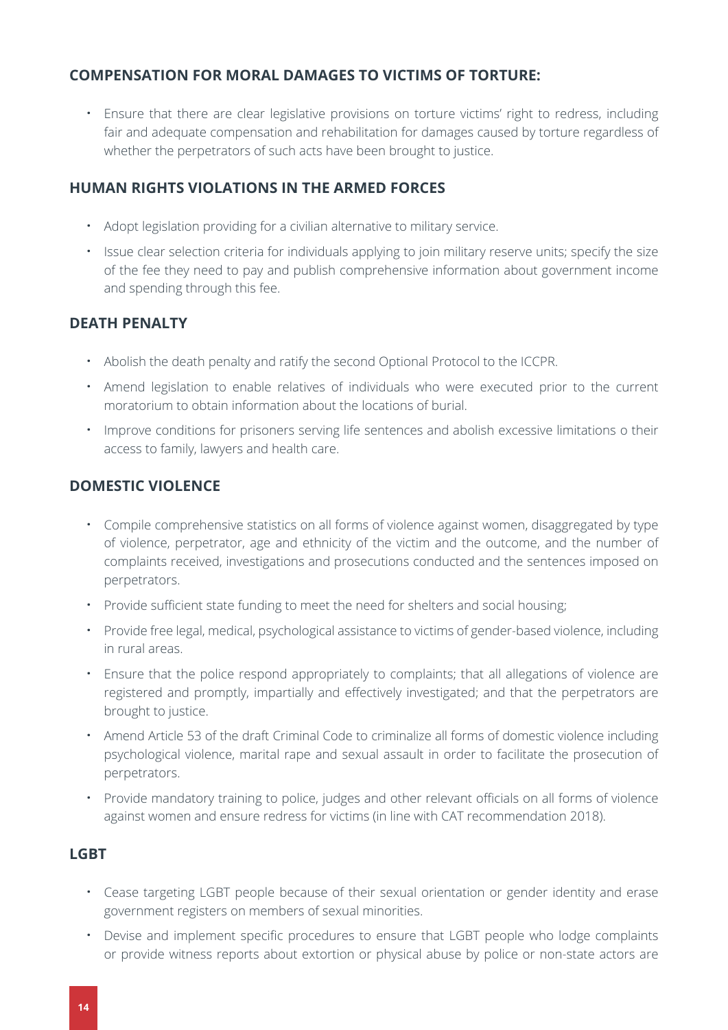## COMPENSATION FOR MORAL DAMAGES TO VICTIMS OF TORTURE:

- Ensure that there are clear legislative provisions on torture victims' right to redress, including fair and adequate compensation and rehabilitation for damages caused by torture regardless of whether the perpetrators of such acts have been brought to justice.

## HUMAN RIGHTS VIOLATIONS IN THE ARMED FORCES

- Adopt legislation providing for a civilian alternative to military service.
- Issue clear selection criteria for individuals applying to join military reserve units; specify the size of the fee they need to pay and publish comprehensive information about government income and spending through this fee.

## DEATH PENALTY

- Abolish the death penalty and ratify the second Optional Protocol to the ICCPR.
- Amend legislation to enable relatives of individuals who were executed prior to the current moratorium to obtain information about the locations of burial.
- Improve conditions for prisoners serving life sentences and abolish excessive limitations o their access to family, lawyers and health care.

## DOMESTIC VIOLENCE

- Compile comprehensive statistics on all forms of violence against women, disaggregated by type of violence, perpetrator, age and ethnicity of the victim and the outcome, and the number of complaints received, investigations and prosecutions conducted and the sentences imposed on perpetrators.
- Provide sufficient state funding to meet the need for shelters and social housing;
- Provide free legal, medical, psychological assistance to victims of gender-based violence, including in rural areas.
- Ensure that the police respond appropriately to complaints; that all allegations of violence are registered and promptly, impartially and effectively investigated; and that the perpetrators are brought to justice.
- Amend Article 53 of the draft Criminal Code to criminalize all forms of domestic violence including psychological violence, marital rape and sexual assault in order to facilitate the prosecution of perpetrators.
- Provide mandatory training to police, judges and other relevant officials on all forms of violence against women and ensure redress for victims (in line with CAT recommendation 2018).

## LGBT

- Cease targeting LGBT people because of their sexual orientation or gender identity and erase government registers on members of sexual minorities.
- Devise and implement specific procedures to ensure that LGBT people who lodge complaints or provide witness reports about extortion or physical abuse by police or non-state actors are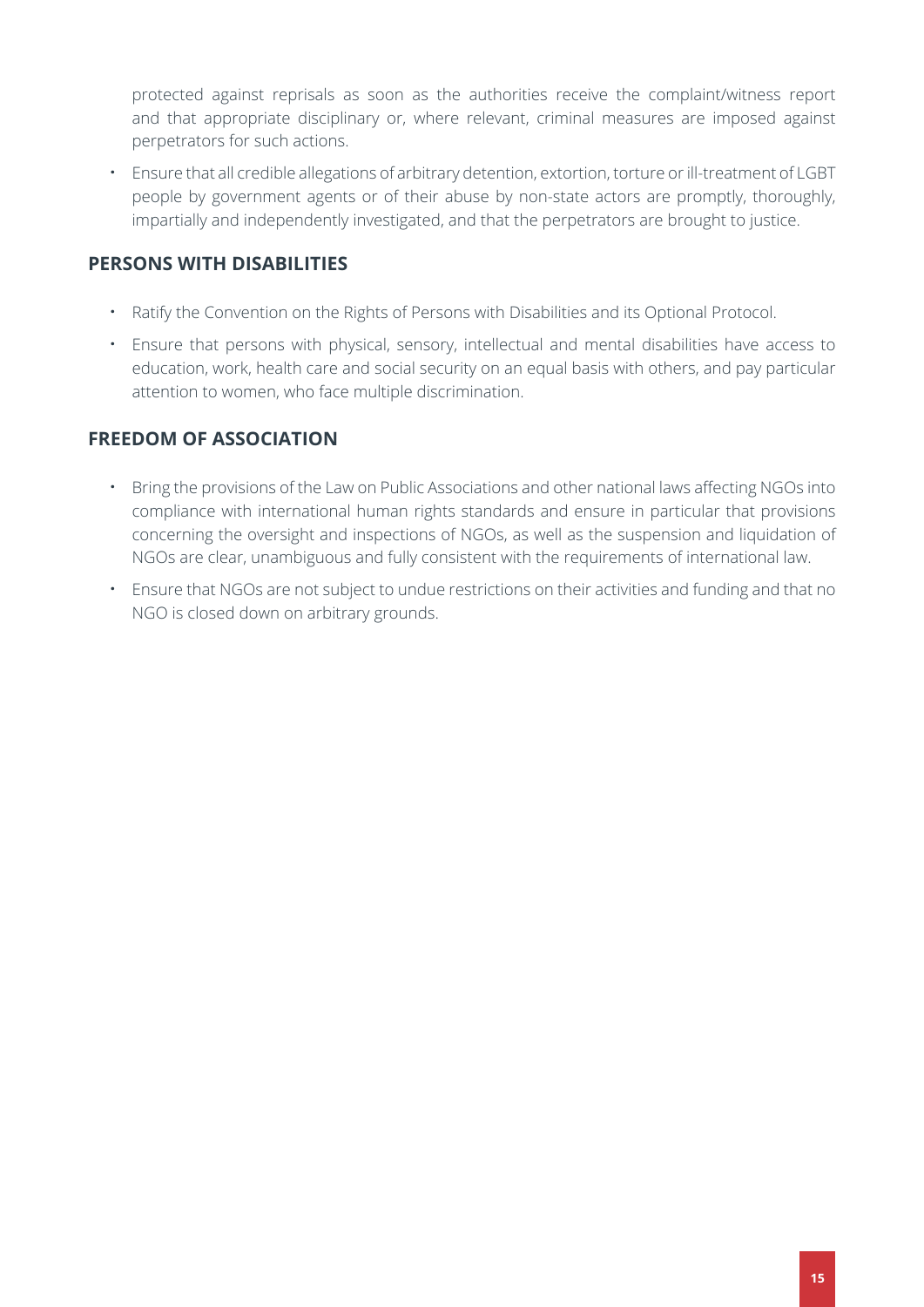protected against reprisals as soon as the authorities receive the complaint/witness report and that appropriate disciplinary or, where relevant, criminal measures are imposed against perpetrators for such actions.

- Ensure that all credible allegations of arbitrary detention, extortion, torture or ill-treatment of LGBT people by government agents or of their abuse by non-state actors are promptly, thoroughly, impartially and independently investigated, and that the perpetrators are brought to justice.

## PERSONS WITH DISABILITIES

- Ratify the Convention on the Rights of Persons with Disabilities and its Optional Protocol.
- Ensure that persons with physical, sensory, intellectual and mental disabilities have access to education, work, health care and social security on an equal basis with others, and pay particular attention to women, who face multiple discrimination.

## FREEDOM OF ASSOCIATION

- Bring the provisions of the Law on Public Associations and other national laws affecting NGOs into compliance with international human rights standards and ensure in particular that provisions concerning the oversight and inspections of NGOs, as well as the suspension and liquidation of NGOs are clear, unambiguous and fully consistent with the requirements of international law.
- Ensure that NGOs are not subject to undue restrictions on their activities and funding and that no NGO is closed down on arbitrary grounds.